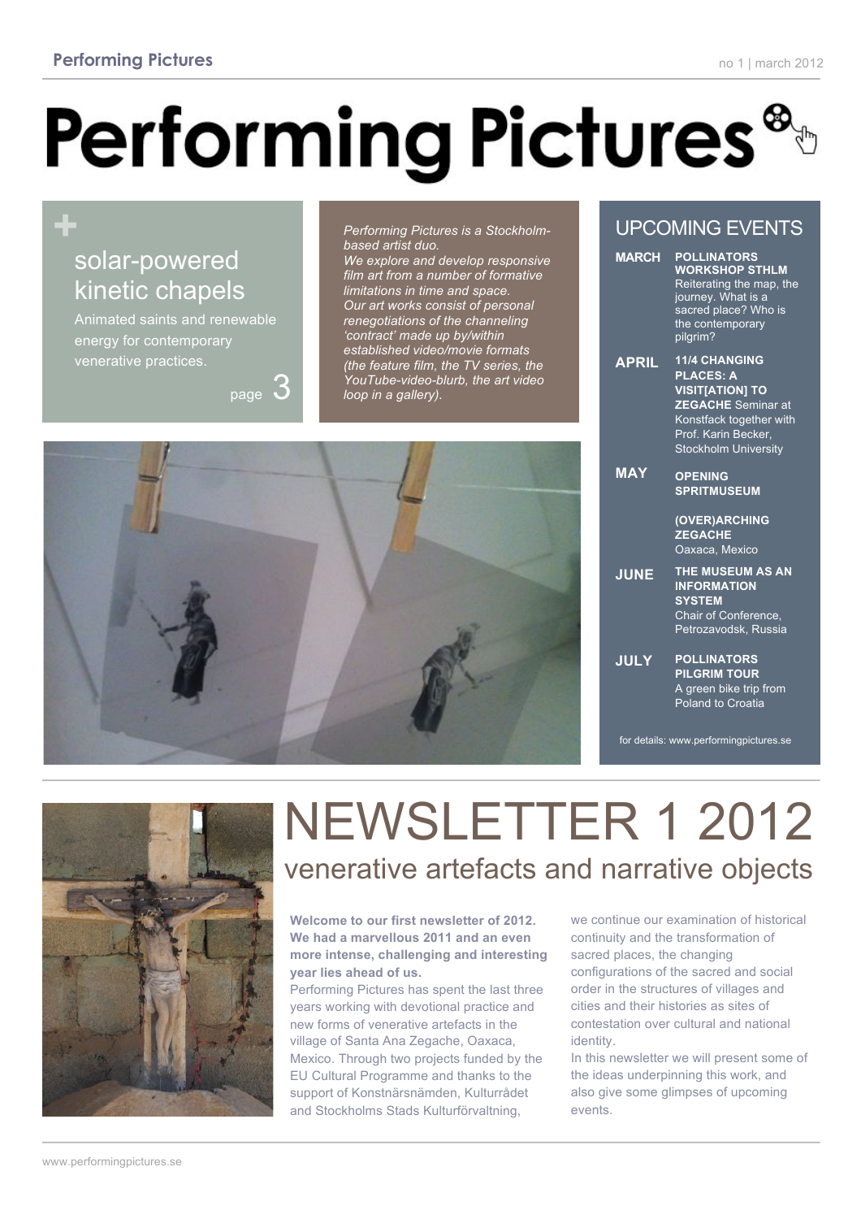# Performing Pictures

## solar-powered kinetic chapels

Animated saints and renewable energy for contemporary venerative practices.

page 3

*Performing Pictures is a Stockholm-based artist duo.*
*We explore and develop responsive film art from a number of formative limitations in time and space.*
*Our art works consist of personal renegotiations of the channeling 'contract' made up by/within established video/movie formats (the feature film, the TV series, the YouTube-video-blurb, the art video loop in a gallery).*

## UPCOMING EVENTS

**MARCH** — **POLLINATORS WORKSHOP STHLM** Reiterating the map, the journey. What is a sacred place? Who is the contemporary pilgrim?

**APRIL** — **11/4 CHANGING PLACES: A VISIT[ATION] TO ZEGACHE** Seminar at Konstfack together with Prof. Karin Becker, Stockholm University

**MAY** — **OPENING SPRITMUSEUM**

**(OVER)ARCHING ZEGACHE** Oaxaca, Mexico

**JUNE** — **THE MUSEUM AS AN INFORMATION SYSTEM** Chair of Conference, Petrozavodsk, Russia

**JULY** — **POLLINATORS PILGRIM TOUR** A green bike trip from Poland to Croatia

for details: www.performingpictures.se

# NEWSLETTER 1 2012

## venerative artefacts and narrative objects

**Welcome to our first newsletter of 2012. We had a marvellous 2011 and an even more intense, challenging and interesting year lies ahead of us.**
Performing Pictures has spent the last three years working with devotional practice and new forms of venerative artefacts in the village of Santa Ana Zegache, Oaxaca, Mexico. Through two projects funded by the EU Cultural Programme and thanks to the support of Konstnärsnämden, Kulturrådet and Stockholms Stads Kulturförvaltning, we continue our examination of historical continuity and the transformation of sacred places, the changing configurations of the sacred and social order in the structures of villages and cities and their histories as sites of contestation over cultural and national identity.
In this newsletter we will present some of the ideas underpinning this work, and also give some glimpses of upcoming events.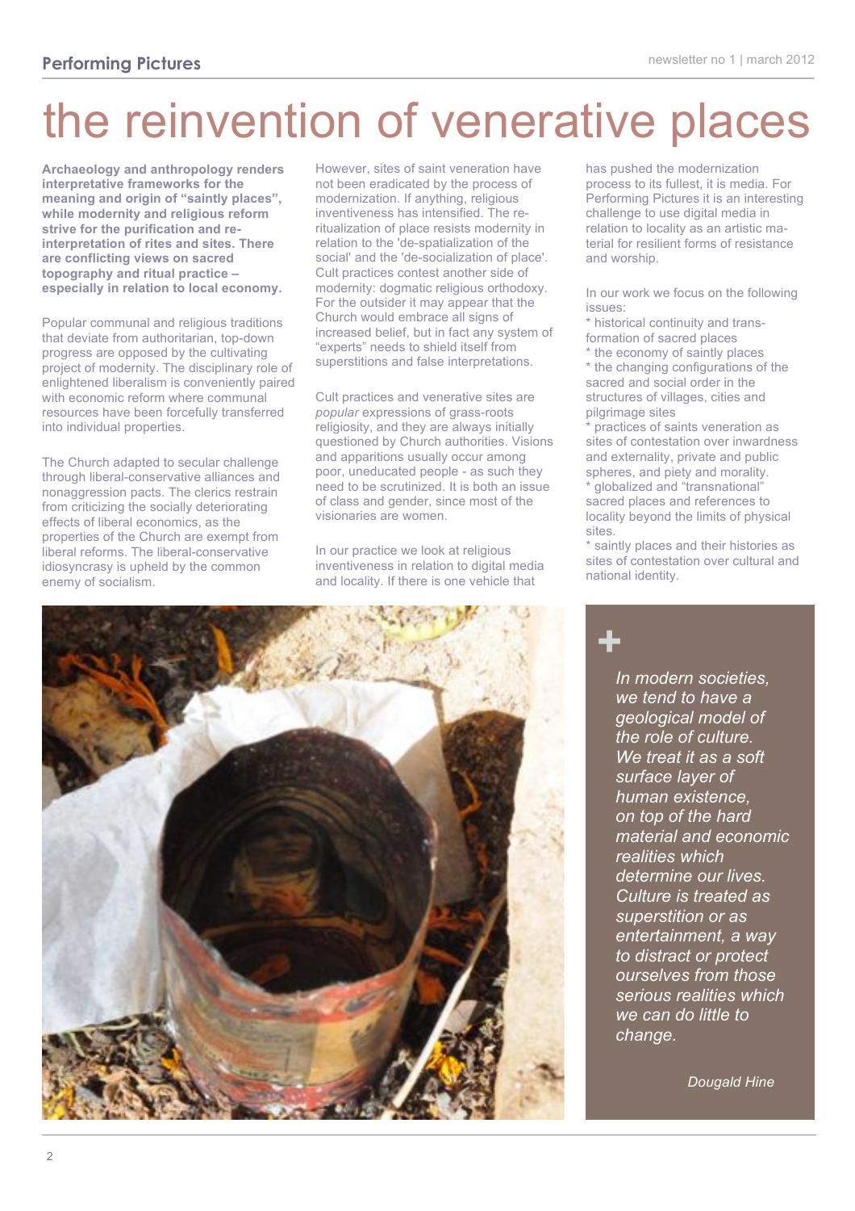# the reinvention of venerative places

**Archaeology and anthropology renders interpretative frameworks for the meaning and origin of "saintly places", while modernity and religious reform strive for the purification and re-interpretation of rites and sites. There are conflicting views on sacred topography and ritual practice – especially in relation to local economy.**

Popular communal and religious traditions that deviate from authoritarian, top-down progress are opposed by the cultivating project of modernity. The disciplinary role of enlightened liberalism is conveniently paired with economic reform where communal resources have been forcefully transferred into individual properties.

The Church adapted to secular challenge through liberal-conservative alliances and nonaggression pacts. The clerics restrain from criticizing the socially deteriorating effects of liberal economics, as the properties of the Church are exempt from liberal reforms. The liberal-conservative idiosyncrasy is upheld by the common enemy of socialism.

However, sites of saint veneration have not been eradicated by the process of modernization. If anything, religious inventiveness has intensified. The re-ritualization of place resists modernity in relation to the 'de-spatialization of the social' and the 'de-socialization of place'. Cult practices contest another side of modernity: dogmatic religious orthodoxy. For the outsider it may appear that the Church would embrace all signs of increased belief, but in fact any system of "experts" needs to shield itself from superstitions and false interpretations.

Cult practices and venerative sites are *popular* expressions of grass-roots religiosity, and they are always initially questioned by Church authorities. Visions and apparitions usually occur among poor, uneducated people - as such they need to be scrutinized. It is both an issue of class and gender, since most of the visionaries are women.

In our practice we look at religious inventiveness in relation to digital media and locality. If there is one vehicle that has pushed the modernization process to its fullest, it is media. For Performing Pictures it is an interesting challenge to use digital media in relation to locality as an artistic material for resilient forms of resistance and worship.

In our work we focus on the following issues:

* historical continuity and transformation of sacred places
* the economy of saintly places
* the changing configurations of the sacred and social order in the structures of villages, cities and pilgrimage sites
* practices of saints veneration as sites of contestation over inwardness and externality, private and public spheres, and piety and morality.
* globalized and "transnational" sacred places and references to locality beyond the limits of physical sites.
* saintly places and their histories as sites of contestation over cultural and national identity.

*In modern societies, we tend to have a geological model of the role of culture. We treat it as a soft surface layer of human existence, on top of the hard material and economic realities which determine our lives. Culture is treated as superstition or as entertainment, a way to distract or protect ourselves from those serious realities which we can do little to change.*

*Dougald Hine*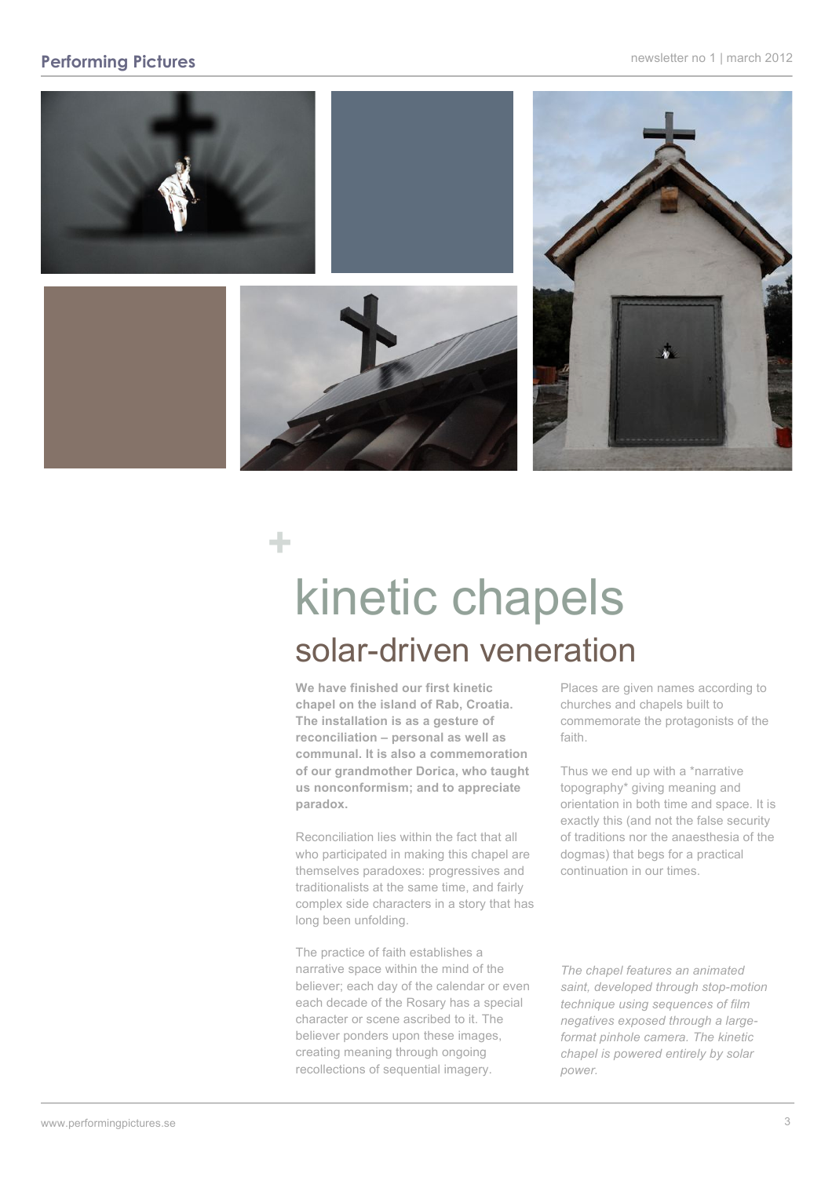# kinetic chapels

## solar-driven veneration

**We have finished our first kinetic chapel on the island of Rab, Croatia. The installation is as a gesture of reconciliation – personal as well as communal. It is also a commemoration of our grandmother Dorica, who taught us nonconformism; and to appreciate paradox.**

Reconciliation lies within the fact that all who participated in making this chapel are themselves paradoxes: progressives and traditionalists at the same time, and fairly complex side characters in a story that has long been unfolding.

The practice of faith establishes a narrative space within the mind of the believer; each day of the calendar or even each decade of the Rosary has a special character or scene ascribed to it. The believer ponders upon these images, creating meaning through ongoing recollections of sequential imagery.

Places are given names according to churches and chapels built to commemorate the protagonists of the faith.

Thus we end up with a *narrative topography* giving meaning and orientation in both time and space. It is exactly this (and not the false security of traditions nor the anaesthesia of the dogmas) that begs for a practical continuation in our times.

*The chapel features an animated saint, developed through stop-motion technique using sequences of film negatives exposed through a large-format pinhole camera. The kinetic chapel is powered entirely by solar power.*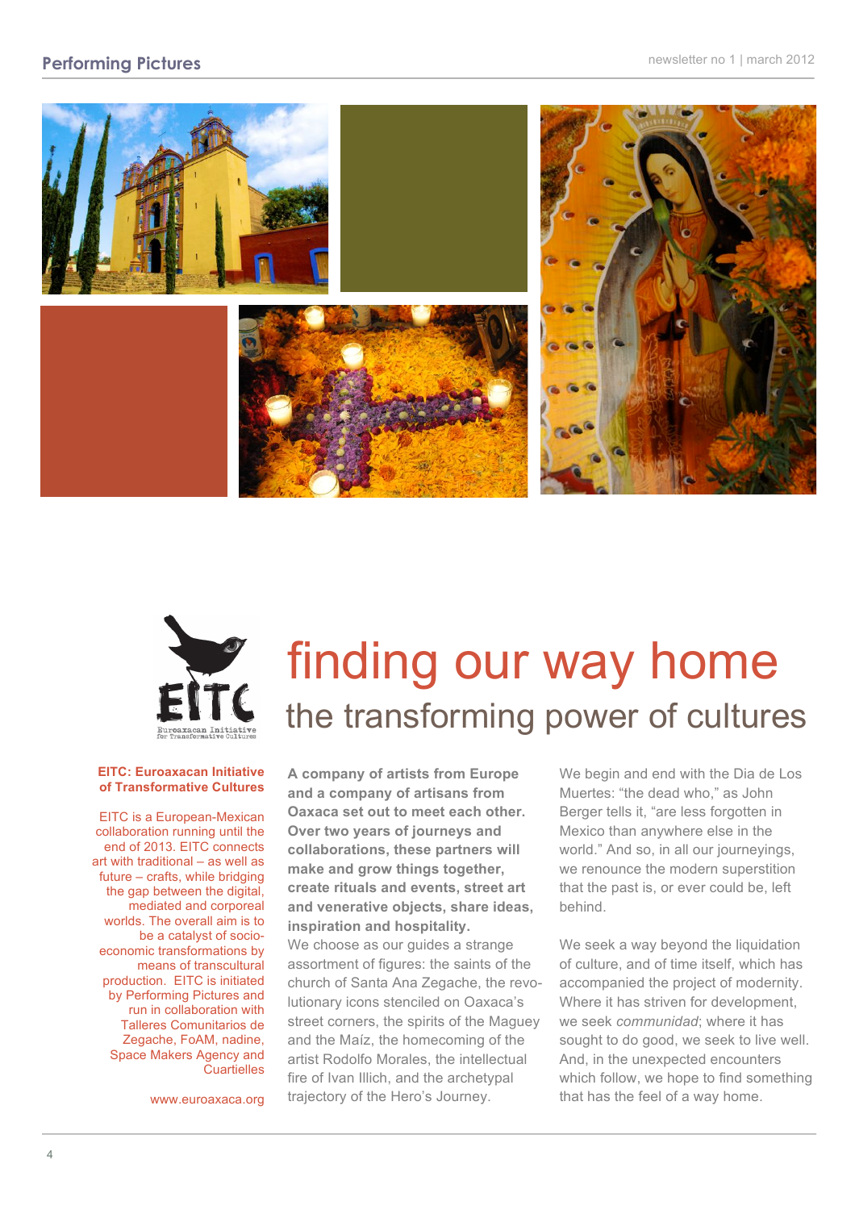# finding our way home

## the transforming power of cultures

**EITC: Euroaxacan Initiative of Transformative Cultures**

EITC is a European-Mexican collaboration running until the end of 2013. EITC connects art with traditional – as well as future – crafts, while bridging the gap between the digital, mediated and corporeal worlds. The overall aim is to be a catalyst of socio-economic transformations by means of transcultural production. EITC is initiated by Performing Pictures and run in collaboration with Talleres Comunitarios de Zegache, FoAM, nadine, Space Makers Agency and Cuartielles

www.euroaxaca.org

**A company of artists from Europe and a company of artisans from Oaxaca set out to meet each other. Over two years of journeys and collaborations, these partners will make and grow things together, create rituals and events, street art and venerative objects, share ideas, inspiration and hospitality.**

We choose as our guides a strange assortment of figures: the saints of the church of Santa Ana Zegache, the revolutionary icons stenciled on Oaxaca's street corners, the spirits of the Maguey and the Maíz, the homecoming of the artist Rodolfo Morales, the intellectual fire of Ivan Illich, and the archetypal trajectory of the Hero's Journey.

We begin and end with the Dia de Los Muertes: "the dead who," as John Berger tells it, "are less forgotten in Mexico than anywhere else in the world." And so, in all our journeyings, we renounce the modern superstition that the past is, or ever could be, left behind.

We seek a way beyond the liquidation of culture, and of time itself, which has accompanied the project of modernity. Where it has striven for development, we seek *communidad*; where it has sought to do good, we seek to live well. And, in the unexpected encounters which follow, we hope to find something that has the feel of a way home.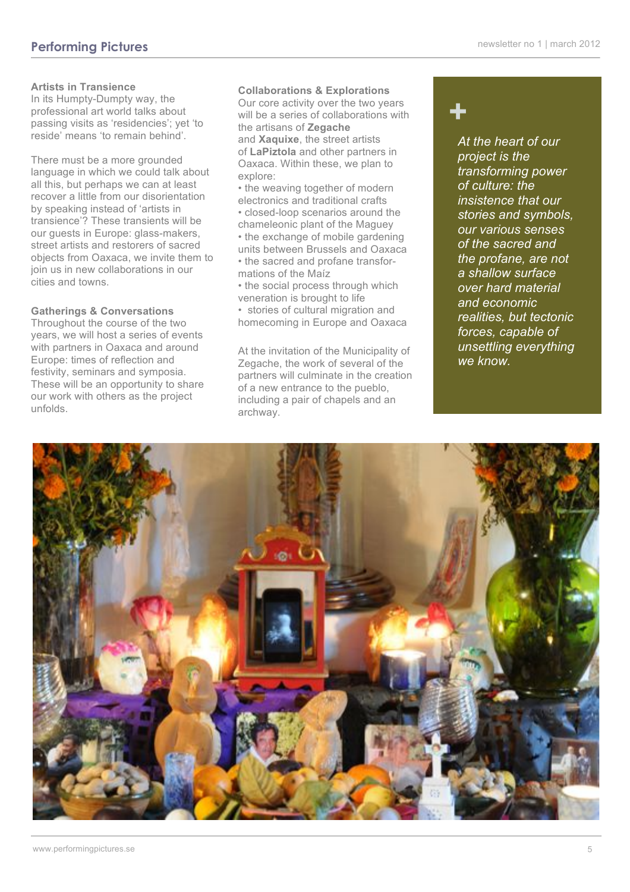### Artists in Transience

In its Humpty-Dumpty way, the professional art world talks about passing visits as 'residencies'; yet 'to reside' means 'to remain behind'.

There must be a more grounded language in which we could talk about all this, but perhaps we can at least recover a little from our disorientation by speaking instead of 'artists in transience'? These transients will be our guests in Europe: glass-makers, street artists and restorers of sacred objects from Oaxaca, we invite them to join us in new collaborations in our cities and towns.

### Gatherings & Conversations

Throughout the course of the two years, we will host a series of events with partners in Oaxaca and around Europe: times of reflection and festivity, seminars and symposia. These will be an opportunity to share our work with others as the project unfolds.

### Collaborations & Explorations

Our core activity over the two years will be a series of collaborations with the artisans of **Zegache** and **Xaquixe**, the street artists of **LaPiztola** and other partners in Oaxaca. Within these, we plan to explore:

- the weaving together of modern electronics and traditional crafts
- closed-loop scenarios around the chameleonic plant of the Maguey
- the exchange of mobile gardening units between Brussels and Oaxaca
- the sacred and profane transformations of the Maíz
- the social process through which veneration is brought to life
- stories of cultural migration and homecoming in Europe and Oaxaca

At the invitation of the Municipality of Zegache, the work of several of the partners will culminate in the creation of a new entrance to the pueblo, including a pair of chapels and an archway.

+

*At the heart of our project is the transforming power of culture: the insistence that our stories and symbols, our various senses of the sacred and the profane, are not a shallow surface over hard material and economic realities, but tectonic forces, capable of unsettling everything we know.*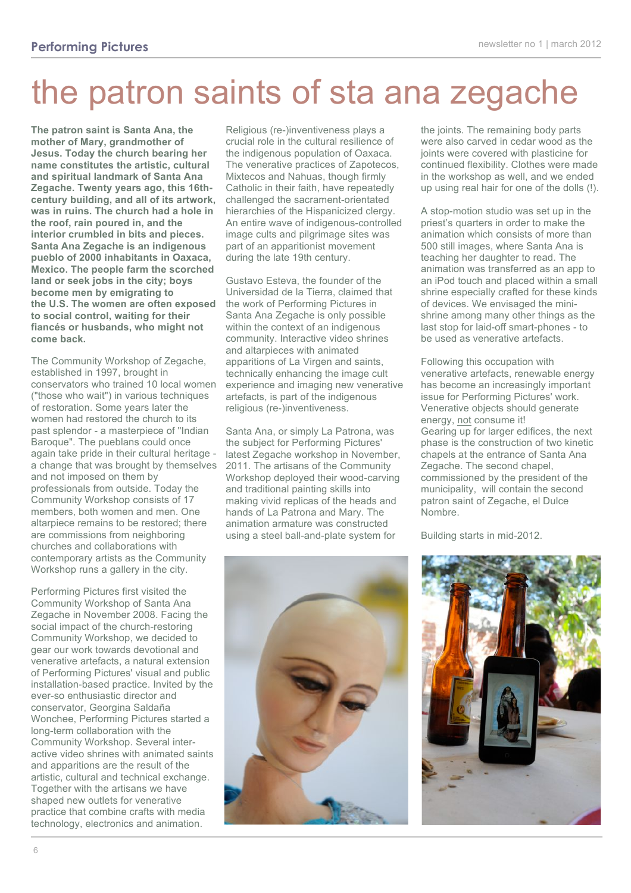# the patron saints of sta ana zegache

**The patron saint is Santa Ana, the mother of Mary, grandmother of Jesus. Today the church bearing her name constitutes the artistic, cultural and spiritual landmark of Santa Ana Zegache. Twenty years ago, this 16th-century building, and all of its artwork, was in ruins. The church had a hole in the roof, rain poured in, and the interior crumbled in bits and pieces. Santa Ana Zegache is an indigenous pueblo of 2000 inhabitants in Oaxaca, Mexico. The people farm the scorched land or seek jobs in the city; boys become men by emigrating to the U.S. The women are often exposed to social control, waiting for their fiancés or husbands, who might not come back.**

The Community Workshop of Zegache, established in 1997, brought in conservators who trained 10 local women ("those who wait") in various techniques of restoration. Some years later the women had restored the church to its past splendor - a masterpiece of "Indian Baroque". The pueblans could once again take pride in their cultural heritage - a change that was brought by themselves and not imposed on them by professionals from outside. Today the Community Workshop consists of 17 members, both women and men. One altarpiece remains to be restored; there are commissions from neighboring churches and collaborations with contemporary artists as the Community Workshop runs a gallery in the city.

Performing Pictures first visited the Community Workshop of Santa Ana Zegache in November 2008. Facing the social impact of the church-restoring Community Workshop, we decided to gear our work towards devotional and venerative artefacts, a natural extension of Performing Pictures' visual and public installation-based practice. Invited by the ever-so enthusiastic director and conservator, Georgina Saldaña Wonchee, Performing Pictures started a long-term collaboration with the Community Workshop. Several inter-active video shrines with animated saints and apparitions are the result of the artistic, cultural and technical exchange. Together with the artisans we have shaped new outlets for venerative practice that combine crafts with media technology, electronics and animation.

Religious (re-)inventiveness plays a crucial role in the cultural resilience of the indigenous population of Oaxaca. The venerative practices of Zapotecos, Mixtecos and Nahuas, though firmly Catholic in their faith, have repeatedly challenged the sacrament-orientated hierarchies of the Hispanicized clergy. An entire wave of indigenous-controlled image cults and pilgrimage sites was part of an apparitionist movement during the late 19th century.

Gustavo Esteva, the founder of the Universidad de la Tierra, claimed that the work of Performing Pictures in Santa Ana Zegache is only possible within the context of an indigenous community. Interactive video shrines and altarpieces with animated apparitions of La Virgen and saints, technically enhancing the image cult experience and imaging new venerative artefacts, is part of the indigenous religious (re-)inventiveness.

Santa Ana, or simply La Patrona, was the subject for Performing Pictures' latest Zegache workshop in November, 2011. The artisans of the Community Workshop deployed their wood-carving and traditional painting skills into making vivid replicas of the heads and hands of La Patrona and Mary. The animation armature was constructed using a steel ball-and-plate system for the joints. The remaining body parts were also carved in cedar wood as the joints were covered with plasticine for continued flexibility. Clothes were made in the workshop as well, and we ended up using real hair for one of the dolls (!).

A stop-motion studio was set up in the priest's quarters in order to make the animation which consists of more than 500 still images, where Santa Ana is teaching her daughter to read. The animation was transferred as an app to an iPod touch and placed within a small shrine especially crafted for these kinds of devices. We envisaged the mini-shrine among many other things as the last stop for laid-off smart-phones - to be used as venerative artefacts.

Following this occupation with venerative artefacts, renewable energy has become an increasingly important issue for Performing Pictures' work. Venerative objects should generate energy, not consume it!
Gearing up for larger edifices, the next phase is the construction of two kinetic chapels at the entrance of Santa Ana Zegache. The second chapel, commissioned by the president of the municipality, will contain the second patron saint of Zegache, el Dulce Nombre.

Building starts in mid-2012.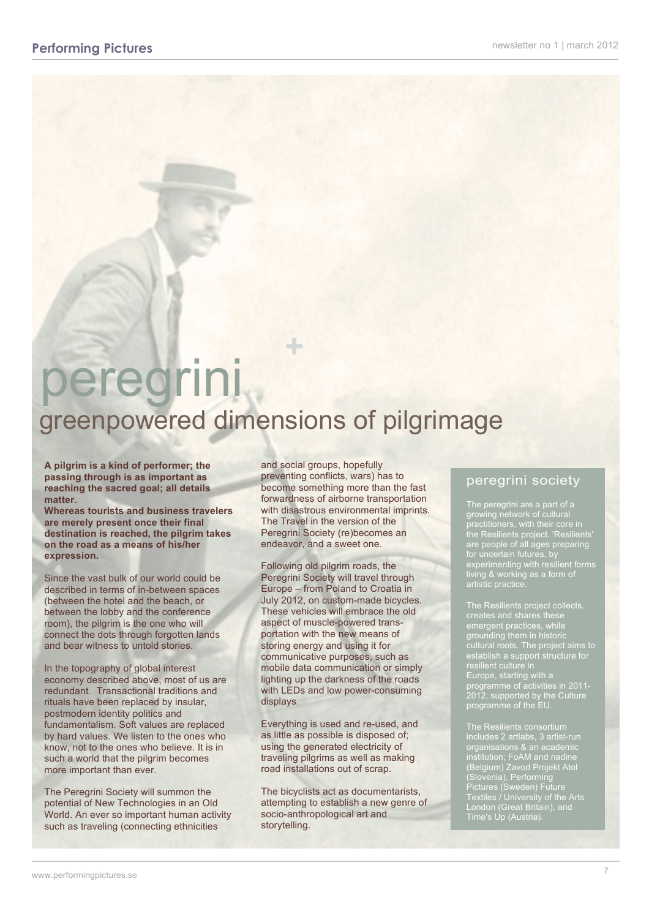# peregrini

## greenpowered dimensions of pilgrimage

**A pilgrim is a kind of performer; the passing through is as important as reaching the sacred goal; all details matter.**
**Whereas tourists and business travelers are merely present once their final destination is reached, the pilgrim takes on the road as a means of his/her expression.**

Since the vast bulk of our world could be described in terms of in-between spaces (between the hotel and the beach, or between the lobby and the conference room), the pilgrim is the one who will connect the dots through forgotten lands and bear witness to untold stories.

In the topography of global interest economy described above, most of us are redundant. Transactional traditions and rituals have been replaced by insular, postmodern identity politics and fundamentalism. Soft values are replaced by hard values. We listen to the ones who know, not to the ones who believe. It is in such a world that the pilgrim becomes more important than ever.

The Peregrini Society will summon the potential of New Technologies in an Old World. An ever so important human activity such as traveling (connecting ethnicities and social groups, hopefully preventing conflicts, wars) has to become something more than the fast forwardness of airborne transportation with disastrous environmental imprints. The Travel in the version of the Peregrini Society (re)becomes an endeavor, and a sweet one.

Following old pilgrim roads, the Peregrini Society will travel through Europe – from Poland to Croatia in July 2012, on custom-made bicycles. These vehicles will embrace the old aspect of muscle-powered transportation with the new means of storing energy and using it for communicative purposes, such as mobile data communication or simply lighting up the darkness of the roads with LEDs and low power-consuming displays.

Everything is used and re-used, and as little as possible is disposed of; using the generated electricity of traveling pilgrims as well as making road installations out of scrap.

The bicyclists act as documentarists, attempting to establish a new genre of socio-anthropological art and storytelling.

### peregrini society

The peregrini are a part of a growing network of cultural practitioners, with their core in the Resilients project. 'Resilients' are people of all ages preparing for uncertain futures, by experimenting with resilient forms living & working as a form of artistic practice.

The Resilients project collects, creates and shares these emergent practices, while grounding them in historic cultural roots. The project aims to establish a support structure for resilient culture in Europe, starting with a programme of activities in 2011-2012, supported by the Culture programme of the EU.

The Resilients consortium includes 2 artlabs, 3 artist-run organisations & an academic institution; FoAM and nadine (Belgium) Zavod Projekt Atol (Slovenia), Performing Pictures (Sweden) Future Textiles / University of the Arts London (Great Britain), and Time's Up (Austria).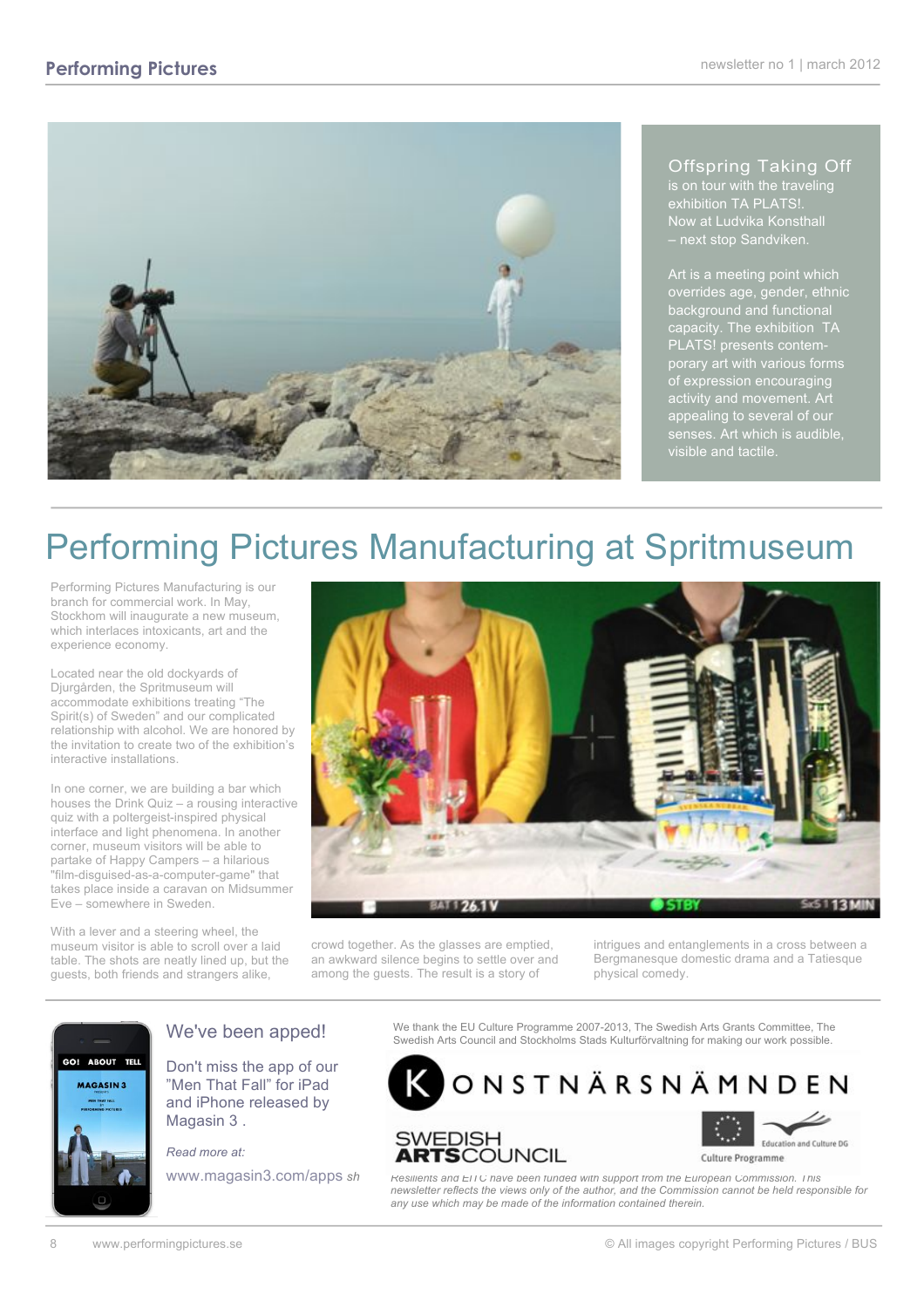## Offspring Taking Off

is on tour with the traveling exhibition TA PLATS!. Now at Ludvika Konsthall – next stop Sandviken.

Art is a meeting point which overrides age, gender, ethnic background and functional capacity. The exhibition TA PLATS! presents contemporary art with various forms of expression encouraging activity and movement. Art appealing to several of our senses. Art which is audible, visible and tactile.

# Performing Pictures Manufacturing at Spritmuseum

Performing Pictures Manufacturing is our branch for commercial work. In May, Stockhom will inaugurate a new museum, which interlaces intoxicants, art and the experience economy.

Located near the old dockyards of Djurgården, the Spritmuseum will accommodate exhibitions treating "The Spirit(s) of Sweden" and our complicated relationship with alcohol. We are honored by the invitation to create two of the exhibition's interactive installations.

In one corner, we are building a bar which houses the Drink Quiz – a rousing interactive quiz with a poltergeist-inspired physical interface and light phenomena. In another corner, museum visitors will be able to partake of Happy Campers – a hilarious "film-disguised-as-a-computer-game" that takes place inside a caravan on Midsummer Eve – somewhere in Sweden.

With a lever and a steering wheel, the museum visitor is able to scroll over a laid table. The shots are neatly lined up, but the guests, both friends and strangers alike, crowd together. As the glasses are emptied, an awkward silence begins to settle over and among the guests. The result is a story of intrigues and entanglements in a cross between a Bergmanesque domestic drama and a Tatiesque physical comedy.

## We've been apped!

Don't miss the app of our "Men That Fall" for iPad and iPhone released by Magasin 3 .

*Read more at:*

www.magasin3.com/apps *sh*

We thank the EU Culture Programme 2007-2013, The Swedish Arts Grants Committee, The Swedish Arts Council and Stockholms Stads Kulturförvaltning for making our work possible.

KONSTNÄRSNÄMNDEN

SWEDISH ARTSCOUNCIL

Education and Culture DG

Culture Programme

*Resilients and EITC have been funded with support from the European Commission. This newsletter reflects the views only of the author, and the Commission cannot be held responsible for any use which may be made of the information contained therein.*

© All images copyright Performing Pictures / BUS